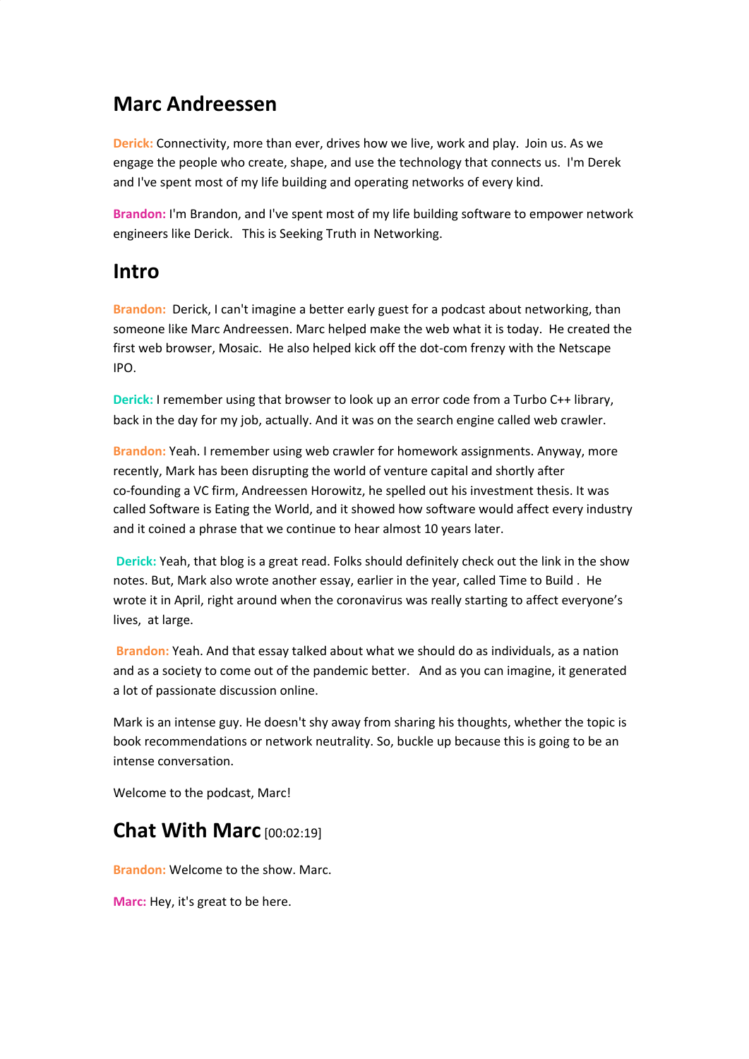# Marc Andreessen

**Derick:** Connectivity, more than ever, drives how we live, work and play.  Join us. As we engage the people who create, shape, and use the technology that connects us.  I'm Derek and I've spent most of my life building and operating networks of every kind.

**Brandon:** I'm Brandon, and I've spent most of my life building software to empower network engineers like Derick.   This is Seeking Truth in Networking.

# Intro

**Brandon:**  Derick, I can't imagine a better early guest for a podcast about networking, than someone like Marc Andreessen. Marc helped make the web what it is today.  He created the first web browser, Mosaic.  He also helped kick off the dot-com frenzy with the Netscape IPO.

**Derick:** I remember using that browser to look up an error code from a Turbo C++ library, back in the day for my job, actually. And it was on the search engine called web crawler.

**Brandon:** Yeah. I remember using web crawler for homework assignments. Anyway, more recently, Mark has been disrupting the world of venture capital and shortly after co-founding a VC firm, Andreessen Horowitz, he spelled out his investment thesis. It was called Software is Eating the World, and it showed how software would affect every industry and it coined a phrase that we continue to hear almost 10 years later.

**Derick:** Yeah, that blog is a great read. Folks should definitely check out the link in the show notes. But, Mark also wrote another essay, earlier in the year, called Time to Build .  He wrote it in April, right around when the coronavirus was really starting to affect everyone's lives,  at large.

**Brandon:** Yeah. And that essay talked about what we should do as individuals, as a nation and as a society to come out of the pandemic better.   And as you can imagine, it generated a lot of passionate discussion online.

Mark is an intense guy. He doesn't shy away from sharing his thoughts, whether the topic is book recommendations or network neutrality. So, buckle up because this is going to be an intense conversation.

Welcome to the podcast, Marc!

# Chat With Marc [00:02:19]

**Brandon:** Welcome to the show. Marc.

**Marc:** Hey, it's great to be here.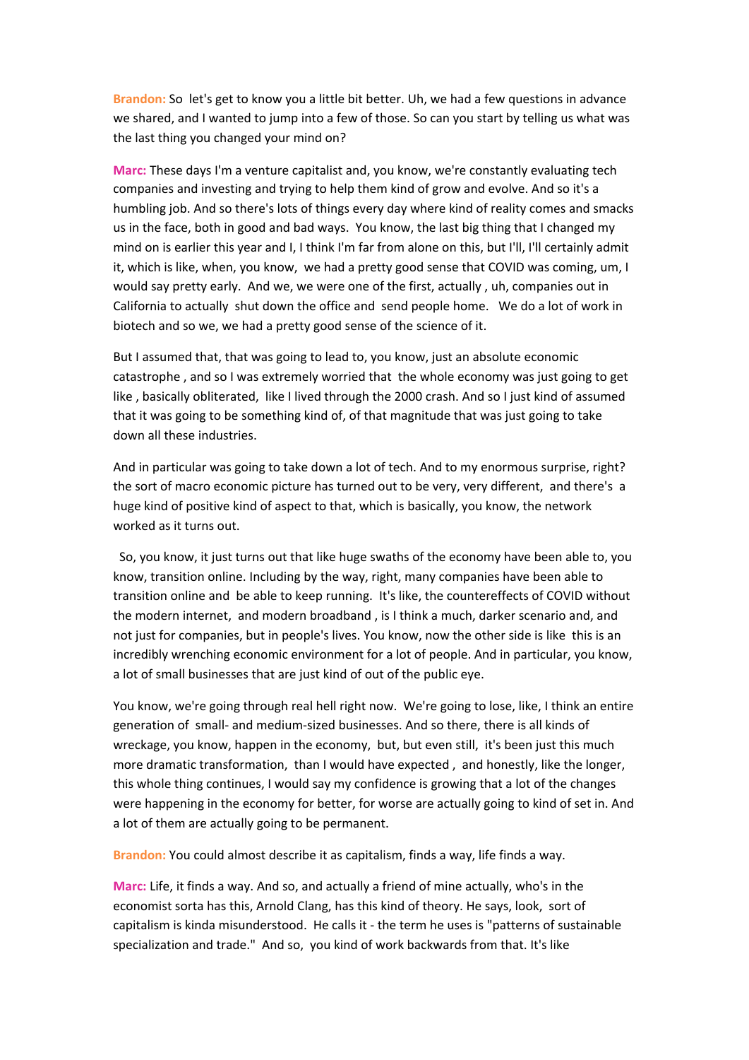**Brandon:** So let's get to know you a little bit better. Uh, we had a few questions in advance we shared, and I wanted to jump into a few of those. So can you start by telling us what was the last thing you changed your mind on?

**Marc:** These days I'm a venture capitalist and, you know, we're constantly evaluating tech companies and investing and trying to help them kind of grow and evolve. And so it's a humbling job. And so there's lots of things every day where kind of reality comes and smacks us in the face, both in good and bad ways. You know, the last big thing that I changed my mind on is earlier this year and I, I think I'm far from alone on this, but I'll, I'll certainly admit it, which is like, when, you know, we had a pretty good sense that COVID was coming, um, I would say pretty early. And we, we were one of the first, actually , uh, companies out in California to actually shut down the office and send people home. We do a lot of work in biotech and so we, we had a pretty good sense of the science of it.

But I assumed that, that was going to lead to, you know, just an absolute economic catastrophe , and so I was extremely worried that the whole economy was just going to get like , basically obliterated, like I lived through the 2000 crash. And so I just kind of assumed that it was going to be something kind of, of that magnitude that was just going to take down all these industries.

And in particular was going to take down a lot of tech. And to my enormous surprise, right? the sort of macro economic picture has turned out to be very, very different, and there's a huge kind of positive kind of aspect to that, which is basically, you know, the network worked as it turns out.

So, you know, it just turns out that like huge swaths of the economy have been able to, you know, transition online. Including by the way, right, many companies have been able to transition online and be able to keep running. It's like, the countereffects of COVID without the modern internet, and modern broadband , is I think a much, darker scenario and, and not just for companies, but in people's lives. You know, now the other side is like this is an incredibly wrenching economic environment for a lot of people. And in particular, you know, a lot of small businesses that are just kind of out of the public eye.

You know, we're going through real hell right now. We're going to lose, like, I think an entire generation of small- and medium-sized businesses. And so there, there is all kinds of wreckage, you know, happen in the economy, but, but even still, it's been just this much more dramatic transformation, than I would have expected , and honestly, like the longer, this whole thing continues, I would say my confidence is growing that a lot of the changes were happening in the economy for better, for worse are actually going to kind of set in. And a lot of them are actually going to be permanent.

**Brandon:** You could almost describe it as capitalism, finds a way, life finds a way.

**Marc:** Life, it finds a way. And so, and actually a friend of mine actually, who's in the economist sorta has this, Arnold Clang, has this kind of theory. He says, look, sort of capitalism is kinda misunderstood. He calls it - the term he uses is "patterns of sustainable specialization and trade." And so, you kind of work backwards from that. It's like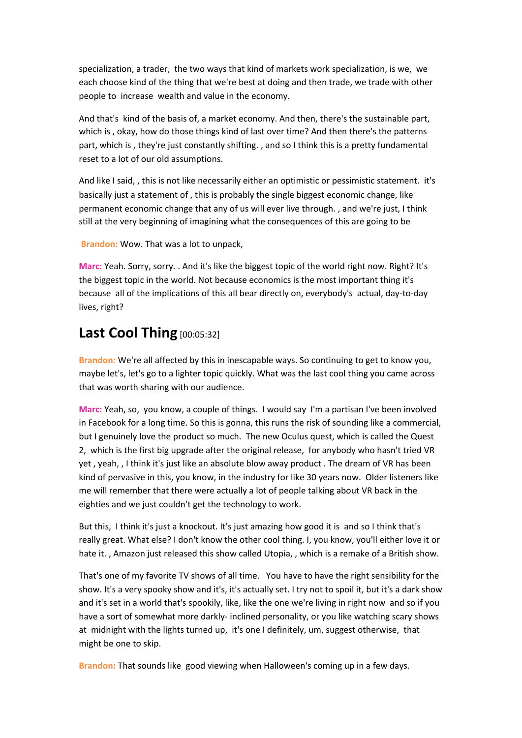specialization, a trader, the two ways that kind of markets work specialization, is we, we each choose kind of the thing that we're best at doing and then trade, we trade with other people to increase wealth and value in the economy.

And that's kind of the basis of, a market economy. And then, there's the sustainable part, which is , okay, how do those things kind of last over time? And then there's the patterns part, which is , they're just constantly shifting. , and so I think this is a pretty fundamental reset to a lot of our old assumptions.

And like I said, , this is not like necessarily either an optimistic or pessimistic statement. it's basically just a statement of , this is probably the single biggest economic change, like permanent economic change that any of us will ever live through. , and we're just, I think still at the very beginning of imagining what the consequences of this are going to be

**Brandon:** Wow. That was a lot to unpack,

**Marc:** Yeah. Sorry, sorry. . And it's like the biggest topic of the world right now. Right? It's the biggest topic in the world. Not because economics is the most important thing it's because all of the implications of this all bear directly on, everybody's actual, day-to-day lives, right?

## Last Cool Thing [00:05:32]

**Brandon:** We're all affected by this in inescapable ways. So continuing to get to know you, maybe let's, let's go to a lighter topic quickly. What was the last cool thing you came across that was worth sharing with our audience.

**Marc:** Yeah, so, you know, a couple of things. I would say I'm a partisan I've been involved in Facebook for a long time. So this is gonna, this runs the risk of sounding like a commercial, but I genuinely love the product so much. The new Oculus quest, which is called the Quest 2, which is the first big upgrade after the original release, for anybody who hasn't tried VR yet , yeah, , I think it's just like an absolute blow away product . The dream of VR has been kind of pervasive in this, you know, in the industry for like 30 years now. Older listeners like me will remember that there were actually a lot of people talking about VR back in the eighties and we just couldn't get the technology to work.

But this, I think it's just a knockout. It's just amazing how good it is and so I think that's really great. What else? I don't know the other cool thing. I, you know, you'll either love it or hate it. , Amazon just released this show called Utopia, , which is a remake of a British show.

That's one of my favorite TV shows of all time. You have to have the right sensibility for the show. It's a very spooky show and it's, it's actually set. I try not to spoil it, but it's a dark show and it's set in a world that's spookily, like, like the one we're living in right now and so if you have a sort of somewhat more darkly- inclined personality, or you like watching scary shows at midnight with the lights turned up, it's one I definitely, um, suggest otherwise, that might be one to skip.

**Brandon:** That sounds like good viewing when Halloween's coming up in a few days.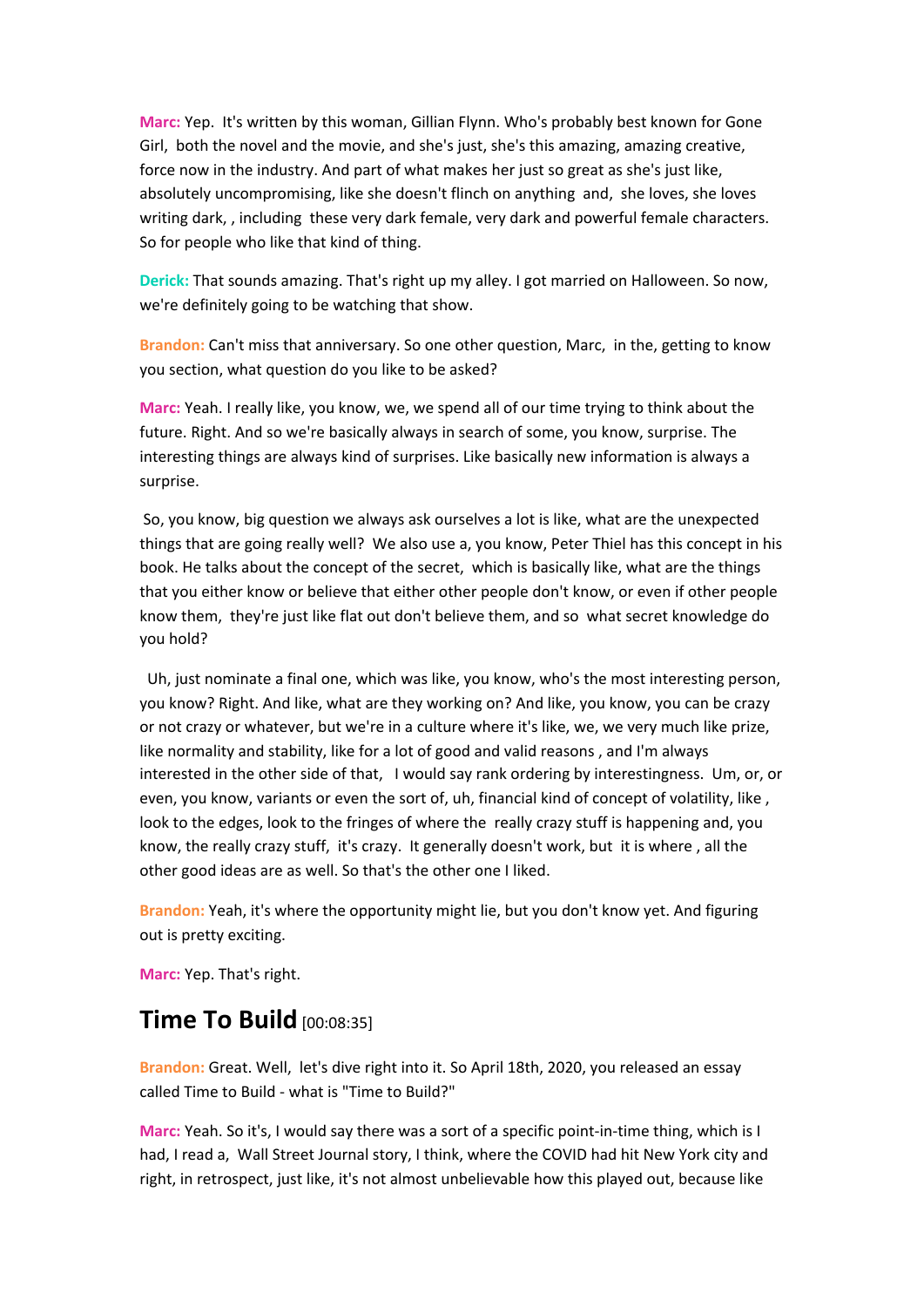**Marc:** Yep.  It's written by this woman, Gillian Flynn. Who's probably best known for Gone Girl,  both the novel and the movie, and she's just, she's this amazing, amazing creative, force now in the industry. And part of what makes her just so great as she's just like, absolutely uncompromising, like she doesn't flinch on anything  and,  she loves, she loves writing dark, , including  these very dark female, very dark and powerful female characters. So for people who like that kind of thing.

**Derick:** That sounds amazing. That's right up my alley. I got married on Halloween. So now, we're definitely going to be watching that show.

**Brandon:** Can't miss that anniversary. So one other question, Marc,  in the, getting to know you section, what question do you like to be asked?

**Marc:** Yeah. I really like, you know, we, we spend all of our time trying to think about the future. Right. And so we're basically always in search of some, you know, surprise. The interesting things are always kind of surprises. Like basically new information is always a surprise.

So, you know, big question we always ask ourselves a lot is like, what are the unexpected things that are going really well?  We also use a, you know, Peter Thiel has this concept in his book. He talks about the concept of the secret,  which is basically like, what are the things that you either know or believe that either other people don't know, or even if other people know them,  they're just like flat out don't believe them, and so  what secret knowledge do you hold?

Uh, just nominate a final one, which was like, you know, who's the most interesting person, you know? Right. And like, what are they working on? And like, you know, you can be crazy or not crazy or whatever, but we're in a culture where it's like, we, we very much like prize, like normality and stability, like for a lot of good and valid reasons , and I'm always interested in the other side of that,   I would say rank ordering by interestingness.  Um, or, or even, you know, variants or even the sort of, uh, financial kind of concept of volatility, like , look to the edges, look to the fringes of where the  really crazy stuff is happening and, you know, the really crazy stuff,  it's crazy.  It generally doesn't work, but  it is where , all the other good ideas are as well. So that's the other one I liked.

**Brandon:** Yeah, it's where the opportunity might lie, but you don't know yet. And figuring out is pretty exciting.

**Marc:** Yep. That's right.

## Time To Build [00:08:35]

**Brandon:** Great. Well,  let's dive right into it. So April 18th, 2020, you released an essay called Time to Build - what is "Time to Build?"

**Marc:** Yeah. So it's, I would say there was a sort of a specific point-in-time thing, which is I had, I read a,  Wall Street Journal story, I think, where the COVID had hit New York city and right, in retrospect, just like, it's not almost unbelievable how this played out, because like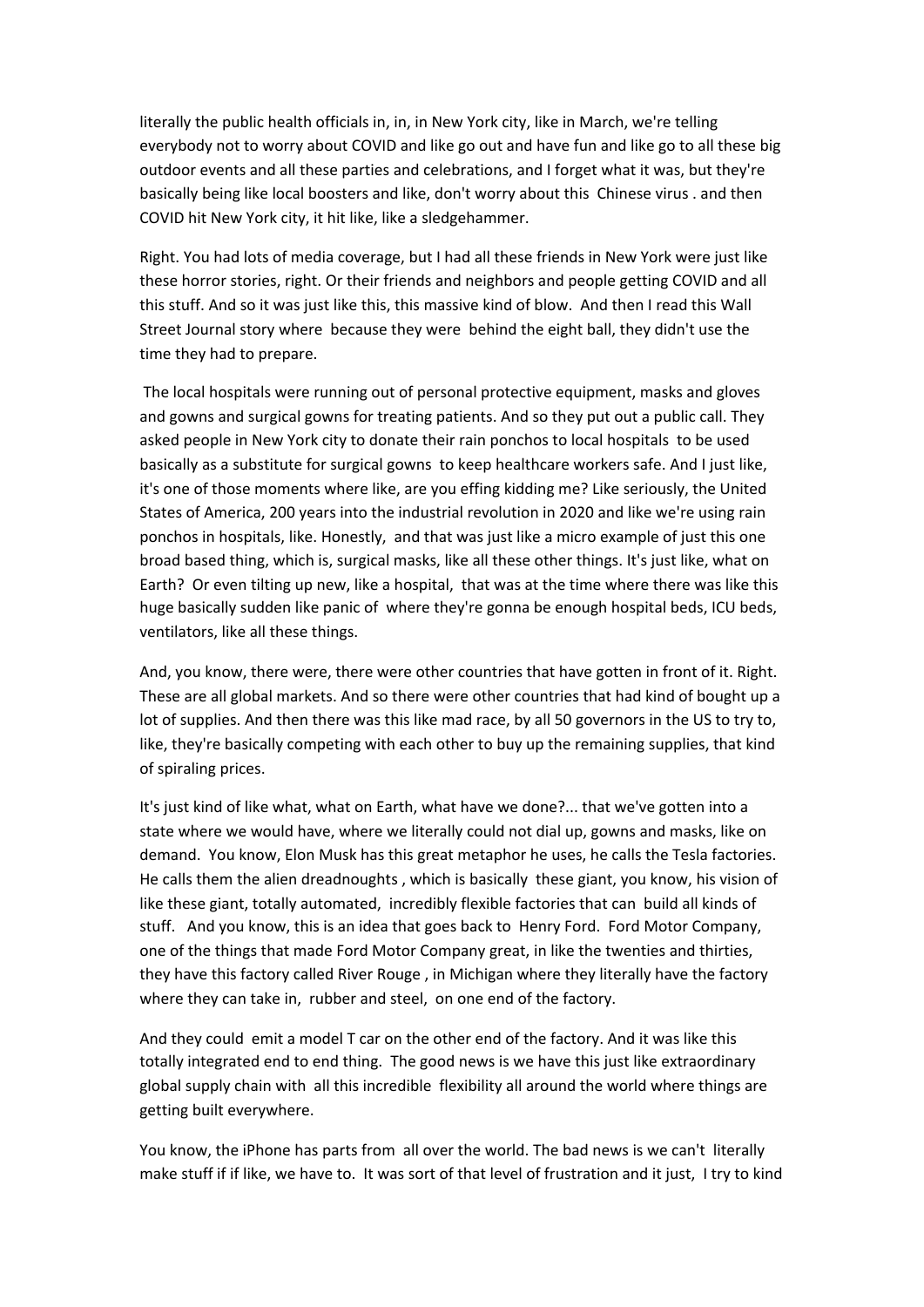literally the public health officials in, in, in New York city, like in March, we're telling everybody not to worry about COVID and like go out and have fun and like go to all these big outdoor events and all these parties and celebrations, and I forget what it was, but they're basically being like local boosters and like, don't worry about this Chinese virus . and then COVID hit New York city, it hit like, like a sledgehammer.

Right. You had lots of media coverage, but I had all these friends in New York were just like these horror stories, right. Or their friends and neighbors and people getting COVID and all this stuff. And so it was just like this, this massive kind of blow. And then I read this Wall Street Journal story where because they were behind the eight ball, they didn't use the time they had to prepare.

The local hospitals were running out of personal protective equipment, masks and gloves and gowns and surgical gowns for treating patients. And so they put out a public call. They asked people in New York city to donate their rain ponchos to local hospitals to be used basically as a substitute for surgical gowns to keep healthcare workers safe. And I just like, it's one of those moments where like, are you effing kidding me? Like seriously, the United States of America, 200 years into the industrial revolution in 2020 and like we're using rain ponchos in hospitals, like. Honestly, and that was just like a micro example of just this one broad based thing, which is, surgical masks, like all these other things. It's just like, what on Earth? Or even tilting up new, like a hospital, that was at the time where there was like this huge basically sudden like panic of where they're gonna be enough hospital beds, ICU beds, ventilators, like all these things.

And, you know, there were, there were other countries that have gotten in front of it. Right. These are all global markets. And so there were other countries that had kind of bought up a lot of supplies. And then there was this like mad race, by all 50 governors in the US to try to, like, they're basically competing with each other to buy up the remaining supplies, that kind of spiraling prices.

It's just kind of like what, what on Earth, what have we done?... that we've gotten into a state where we would have, where we literally could not dial up, gowns and masks, like on demand. You know, Elon Musk has this great metaphor he uses, he calls the Tesla factories. He calls them the alien dreadnoughts , which is basically these giant, you know, his vision of like these giant, totally automated, incredibly flexible factories that can build all kinds of stuff. And you know, this is an idea that goes back to Henry Ford. Ford Motor Company, one of the things that made Ford Motor Company great, in like the twenties and thirties, they have this factory called River Rouge , in Michigan where they literally have the factory where they can take in, rubber and steel, on one end of the factory.

And they could emit a model T car on the other end of the factory. And it was like this totally integrated end to end thing. The good news is we have this just like extraordinary global supply chain with all this incredible flexibility all around the world where things are getting built everywhere.

You know, the iPhone has parts from all over the world. The bad news is we can't literally make stuff if if like, we have to. It was sort of that level of frustration and it just, I try to kind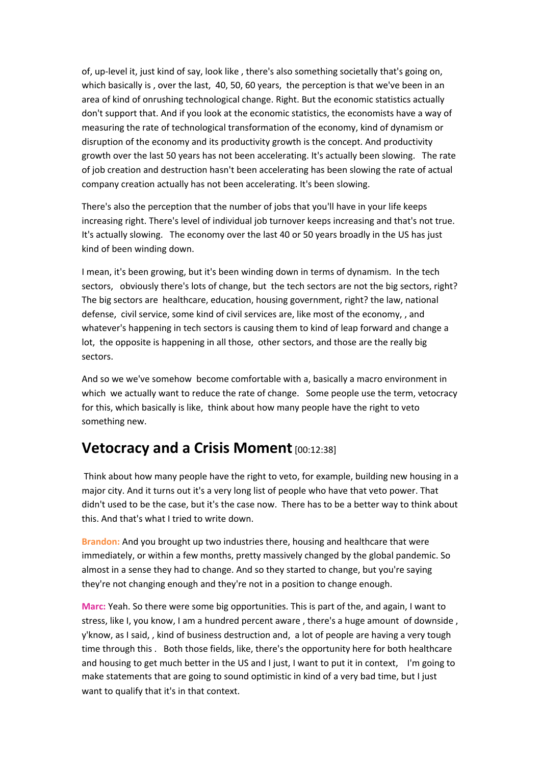of, up-level it, just kind of say, look like , there's also something societally that's going on, which basically is , over the last,  40, 50, 60 years,  the perception is that we've been in an area of kind of onrushing technological change. Right. But the economic statistics actually don't support that. And if you look at the economic statistics, the economists have a way of measuring the rate of technological transformation of the economy, kind of dynamism or disruption of the economy and its productivity growth is the concept. And productivity growth over the last 50 years has not been accelerating. It's actually been slowing.   The rate of job creation and destruction hasn't been accelerating has been slowing the rate of actual company creation actually has not been accelerating. It's been slowing.

There's also the perception that the number of jobs that you'll have in your life keeps increasing right. There's level of individual job turnover keeps increasing and that's not true. It's actually slowing.   The economy over the last 40 or 50 years broadly in the US has just kind of been winding down.

I mean, it's been growing, but it's been winding down in terms of dynamism.  In the tech sectors,   obviously there's lots of change, but  the tech sectors are not the big sectors, right? The big sectors are  healthcare, education, housing government, right? the law, national defense,  civil service, some kind of civil services are, like most of the economy, , and whatever's happening in tech sectors is causing them to kind of leap forward and change a lot,  the opposite is happening in all those,  other sectors, and those are the really big sectors.

And so we we've somehow  become comfortable with a, basically a macro environment in which  we actually want to reduce the rate of change.   Some people use the term, vetocracy for this, which basically is like,  think about how many people have the right to veto something new.

## Vetocracy and a Crisis Moment [00:12:38]

Think about how many people have the right to veto, for example, building new housing in a major city. And it turns out it's a very long list of people who have that veto power. That didn't used to be the case, but it's the case now.  There has to be a better way to think about this. And that's what I tried to write down.

**Brandon:** And you brought up two industries there, housing and healthcare that were immediately, or within a few months, pretty massively changed by the global pandemic. So almost in a sense they had to change. And so they started to change, but you're saying they're not changing enough and they're not in a position to change enough.

**Marc:** Yeah. So there were some big opportunities. This is part of the, and again, I want to stress, like I, you know, I am a hundred percent aware , there's a huge amount  of downside , y'know, as I said, , kind of business destruction and,  a lot of people are having a very tough time through this .   Both those fields, like, there's the opportunity here for both healthcare and housing to get much better in the US and I just, I want to put it in context,    I'm going to make statements that are going to sound optimistic in kind of a very bad time, but I just want to qualify that it's in that context.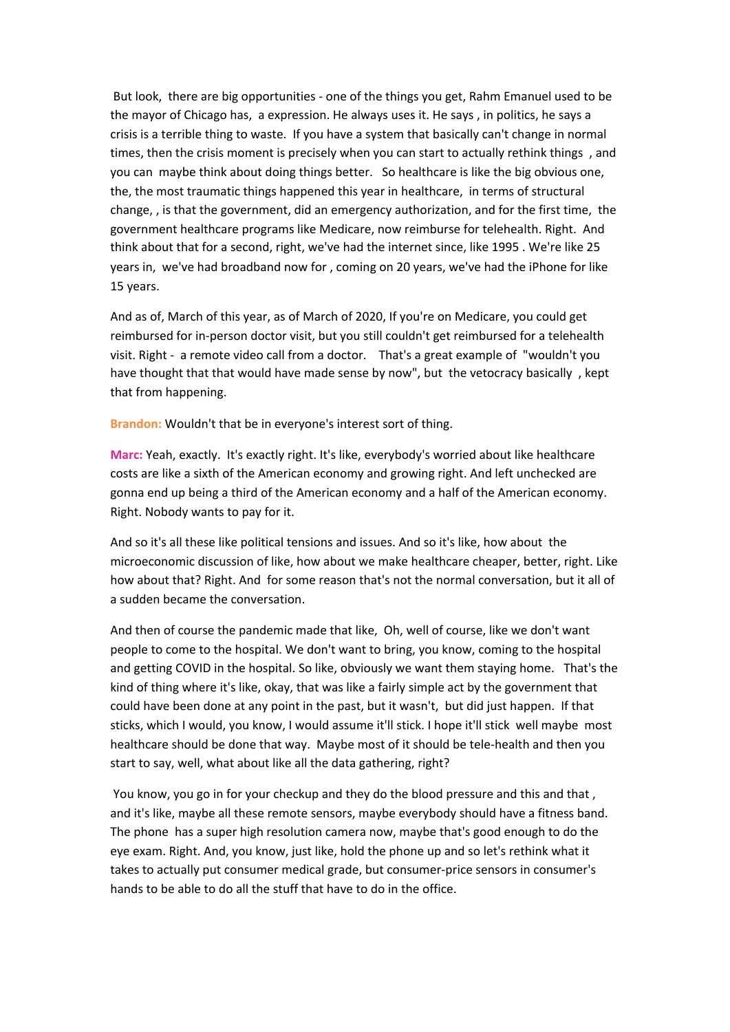But look, there are big opportunities - one of the things you get, Rahm Emanuel used to be the mayor of Chicago has, a expression. He always uses it. He says , in politics, he says a crisis is a terrible thing to waste. If you have a system that basically can't change in normal times, then the crisis moment is precisely when you can start to actually rethink things , and you can maybe think about doing things better. So healthcare is like the big obvious one, the, the most traumatic things happened this year in healthcare, in terms of structural change, , is that the government, did an emergency authorization, and for the first time, the government healthcare programs like Medicare, now reimburse for telehealth. Right. And think about that for a second, right, we've had the internet since, like 1995 . We're like 25 years in, we've had broadband now for , coming on 20 years, we've had the iPhone for like 15 years.

And as of, March of this year, as of March of 2020, If you're on Medicare, you could get reimbursed for in-person doctor visit, but you still couldn't get reimbursed for a telehealth visit. Right - a remote video call from a doctor. That's a great example of "wouldn't you have thought that that would have made sense by now", but the vetocracy basically , kept that from happening.

**Brandon:** Wouldn't that be in everyone's interest sort of thing.

**Marc:** Yeah, exactly. It's exactly right. It's like, everybody's worried about like healthcare costs are like a sixth of the American economy and growing right. And left unchecked are gonna end up being a third of the American economy and a half of the American economy. Right. Nobody wants to pay for it.

And so it's all these like political tensions and issues. And so it's like, how about the microeconomic discussion of like, how about we make healthcare cheaper, better, right. Like how about that? Right. And for some reason that's not the normal conversation, but it all of a sudden became the conversation.

And then of course the pandemic made that like, Oh, well of course, like we don't want people to come to the hospital. We don't want to bring, you know, coming to the hospital and getting COVID in the hospital. So like, obviously we want them staying home. That's the kind of thing where it's like, okay, that was like a fairly simple act by the government that could have been done at any point in the past, but it wasn't, but did just happen. If that sticks, which I would, you know, I would assume it'll stick. I hope it'll stick well maybe most healthcare should be done that way. Maybe most of it should be tele-health and then you start to say, well, what about like all the data gathering, right?

You know, you go in for your checkup and they do the blood pressure and this and that , and it's like, maybe all these remote sensors, maybe everybody should have a fitness band. The phone has a super high resolution camera now, maybe that's good enough to do the eye exam. Right. And, you know, just like, hold the phone up and so let's rethink what it takes to actually put consumer medical grade, but consumer-price sensors in consumer's hands to be able to do all the stuff that have to do in the office.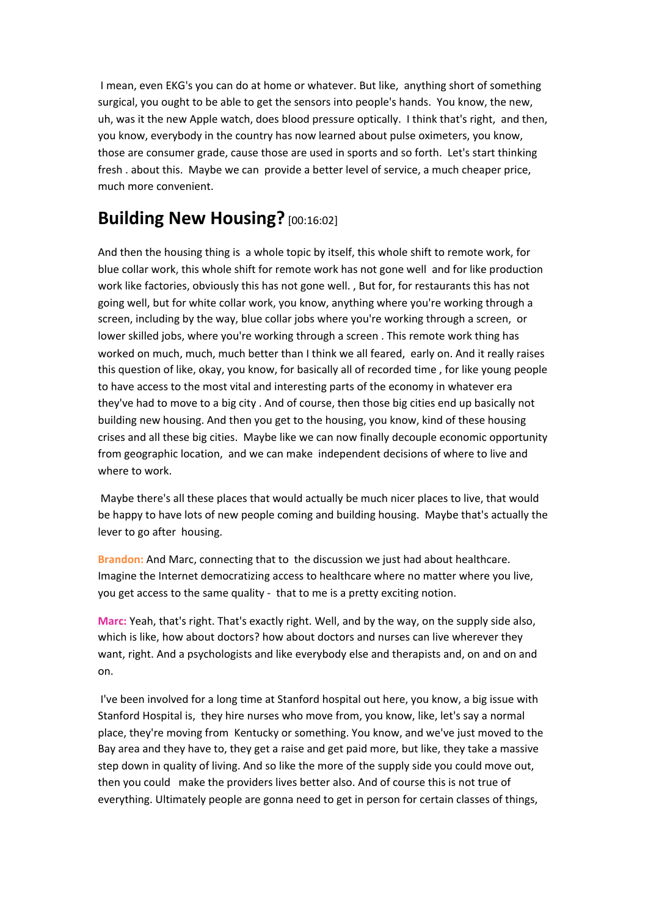I mean, even EKG's you can do at home or whatever. But like, anything short of something surgical, you ought to be able to get the sensors into people's hands. You know, the new, uh, was it the new Apple watch, does blood pressure optically. I think that's right, and then, you know, everybody in the country has now learned about pulse oximeters, you know, those are consumer grade, cause those are used in sports and so forth. Let's start thinking fresh . about this. Maybe we can provide a better level of service, a much cheaper price, much more convenient.

## Building New Housing? [00:16:02]

And then the housing thing is a whole topic by itself, this whole shift to remote work, for blue collar work, this whole shift for remote work has not gone well and for like production work like factories, obviously this has not gone well. , But for, for restaurants this has not going well, but for white collar work, you know, anything where you're working through a screen, including by the way, blue collar jobs where you're working through a screen, or lower skilled jobs, where you're working through a screen . This remote work thing has worked on much, much, much better than I think we all feared, early on. And it really raises this question of like, okay, you know, for basically all of recorded time , for like young people to have access to the most vital and interesting parts of the economy in whatever era they've had to move to a big city . And of course, then those big cities end up basically not building new housing. And then you get to the housing, you know, kind of these housing crises and all these big cities. Maybe like we can now finally decouple economic opportunity from geographic location, and we can make independent decisions of where to live and where to work.

Maybe there's all these places that would actually be much nicer places to live, that would be happy to have lots of new people coming and building housing. Maybe that's actually the lever to go after housing.

**Brandon:** And Marc, connecting that to the discussion we just had about healthcare. Imagine the Internet democratizing access to healthcare where no matter where you live, you get access to the same quality - that to me is a pretty exciting notion.

**Marc:** Yeah, that's right. That's exactly right. Well, and by the way, on the supply side also, which is like, how about doctors? how about doctors and nurses can live wherever they want, right. And a psychologists and like everybody else and therapists and, on and on and on.

I've been involved for a long time at Stanford hospital out here, you know, a big issue with Stanford Hospital is, they hire nurses who move from, you know, like, let's say a normal place, they're moving from Kentucky or something. You know, and we've just moved to the Bay area and they have to, they get a raise and get paid more, but like, they take a massive step down in quality of living. And so like the more of the supply side you could move out, then you could make the providers lives better also. And of course this is not true of everything. Ultimately people are gonna need to get in person for certain classes of things,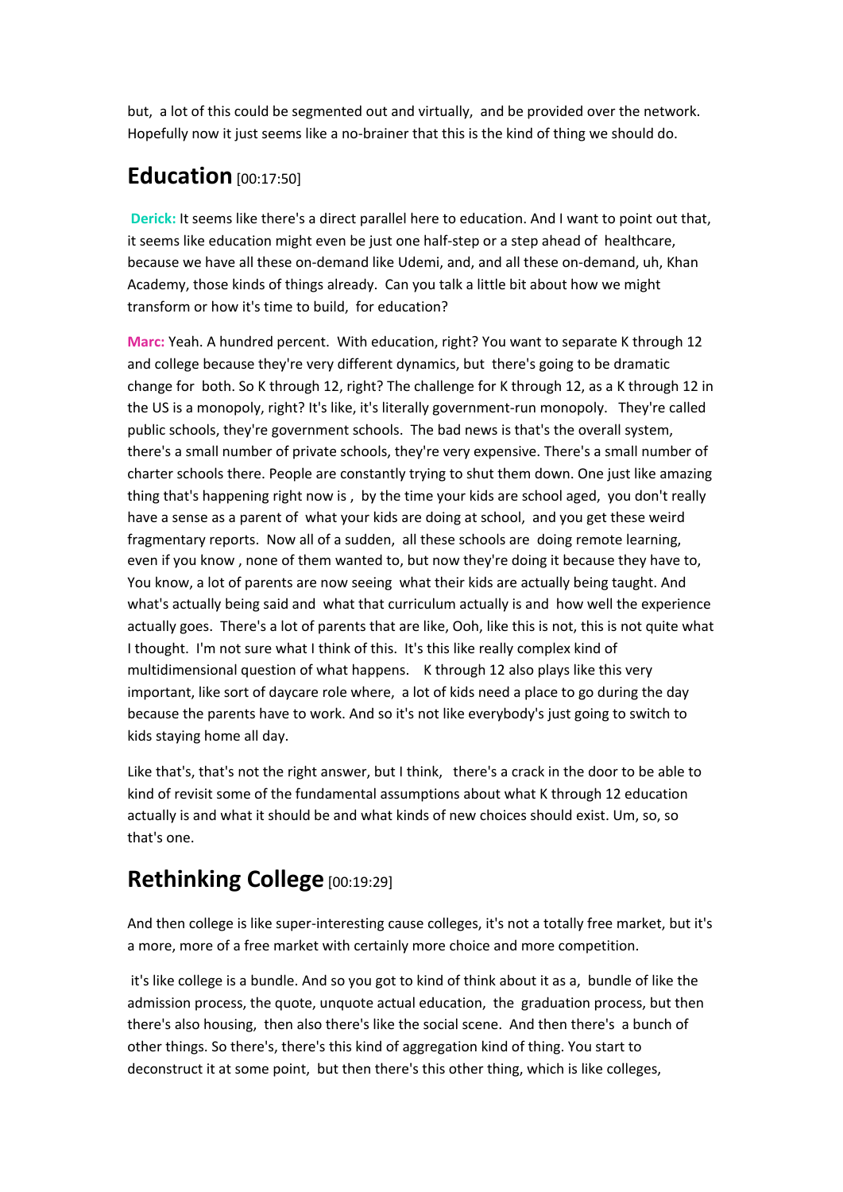but, a lot of this could be segmented out and virtually, and be provided over the network. Hopefully now it just seems like a no-brainer that this is the kind of thing we should do.

## Education [00:17:50]

**Derick:** It seems like there's a direct parallel here to education. And I want to point out that, it seems like education might even be just one half-step or a step ahead of healthcare, because we have all these on-demand like Udemi, and, and all these on-demand, uh, Khan Academy, those kinds of things already. Can you talk a little bit about how we might transform or how it's time to build, for education?

**Marc:** Yeah. A hundred percent. With education, right? You want to separate K through 12 and college because they're very different dynamics, but there's going to be dramatic change for both. So K through 12, right? The challenge for K through 12, as a K through 12 in the US is a monopoly, right? It's like, it's literally government-run monopoly. They're called public schools, they're government schools. The bad news is that's the overall system, there's a small number of private schools, they're very expensive. There's a small number of charter schools there. People are constantly trying to shut them down. One just like amazing thing that's happening right now is , by the time your kids are school aged, you don't really have a sense as a parent of what your kids are doing at school, and you get these weird fragmentary reports. Now all of a sudden, all these schools are doing remote learning, even if you know , none of them wanted to, but now they're doing it because they have to, You know, a lot of parents are now seeing what their kids are actually being taught. And what's actually being said and what that curriculum actually is and how well the experience actually goes. There's a lot of parents that are like, Ooh, like this is not, this is not quite what I thought. I'm not sure what I think of this. It's this like really complex kind of multidimensional question of what happens. K through 12 also plays like this very important, like sort of daycare role where, a lot of kids need a place to go during the day because the parents have to work. And so it's not like everybody's just going to switch to kids staying home all day.

Like that's, that's not the right answer, but I think, there's a crack in the door to be able to kind of revisit some of the fundamental assumptions about what K through 12 education actually is and what it should be and what kinds of new choices should exist. Um, so, so that's one.

## Rethinking College [00:19:29]

And then college is like super-interesting cause colleges, it's not a totally free market, but it's a more, more of a free market with certainly more choice and more competition.

it's like college is a bundle. And so you got to kind of think about it as a, bundle of like the admission process, the quote, unquote actual education, the graduation process, but then there's also housing, then also there's like the social scene. And then there's a bunch of other things. So there's, there's this kind of aggregation kind of thing. You start to deconstruct it at some point, but then there's this other thing, which is like colleges,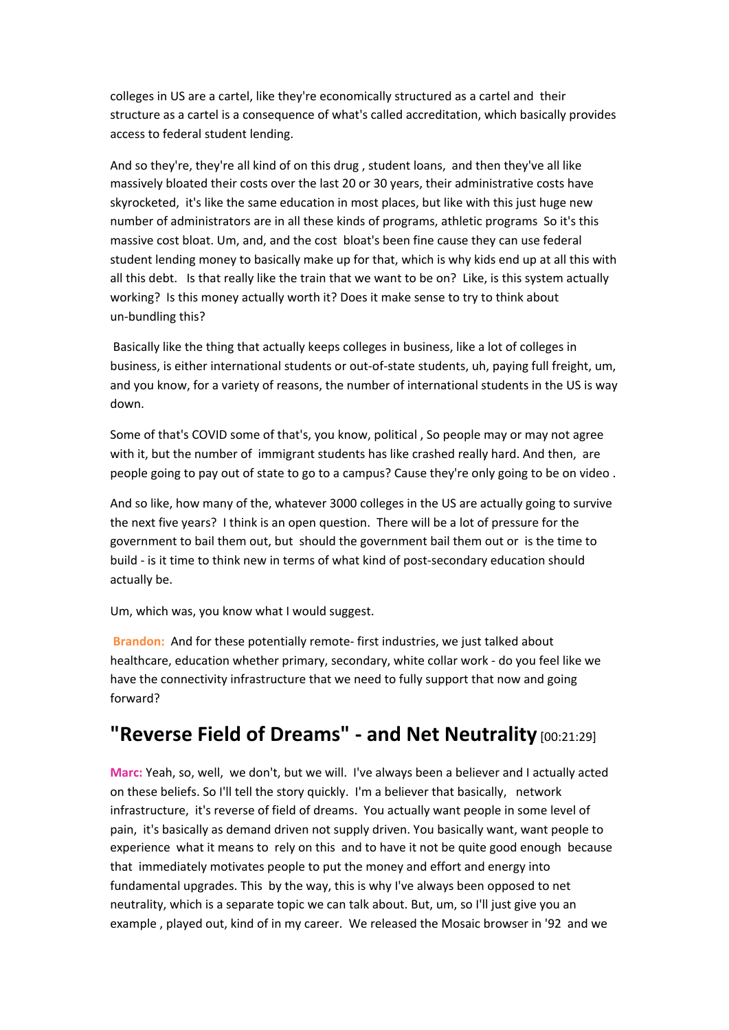colleges in US are a cartel, like they're economically structured as a cartel and their structure as a cartel is a consequence of what's called accreditation, which basically provides access to federal student lending.

And so they're, they're all kind of on this drug , student loans, and then they've all like massively bloated their costs over the last 20 or 30 years, their administrative costs have skyrocketed, it's like the same education in most places, but like with this just huge new number of administrators are in all these kinds of programs, athletic programs So it's this massive cost bloat. Um, and, and the cost bloat's been fine cause they can use federal student lending money to basically make up for that, which is why kids end up at all this with all this debt. Is that really like the train that we want to be on? Like, is this system actually working? Is this money actually worth it? Does it make sense to try to think about un-bundling this?

Basically like the thing that actually keeps colleges in business, like a lot of colleges in business, is either international students or out-of-state students, uh, paying full freight, um, and you know, for a variety of reasons, the number of international students in the US is way down.

Some of that's COVID some of that's, you know, political , So people may or may not agree with it, but the number of immigrant students has like crashed really hard. And then, are people going to pay out of state to go to a campus? Cause they're only going to be on video .

And so like, how many of the, whatever 3000 colleges in the US are actually going to survive the next five years? I think is an open question. There will be a lot of pressure for the government to bail them out, but should the government bail them out or is the time to build - is it time to think new in terms of what kind of post-secondary education should actually be.

Um, which was, you know what I would suggest.

**Brandon:** And for these potentially remote- first industries, we just talked about healthcare, education whether primary, secondary, white collar work - do you feel like we have the connectivity infrastructure that we need to fully support that now and going forward?

## "Reverse Field of Dreams" - and Net Neutrality [00:21:29]

**Marc:** Yeah, so, well, we don't, but we will. I've always been a believer and I actually acted on these beliefs. So I'll tell the story quickly. I'm a believer that basically, network infrastructure, it's reverse of field of dreams. You actually want people in some level of pain, it's basically as demand driven not supply driven. You basically want, want people to experience what it means to rely on this and to have it not be quite good enough because that immediately motivates people to put the money and effort and energy into fundamental upgrades. This by the way, this is why I've always been opposed to net neutrality, which is a separate topic we can talk about. But, um, so I'll just give you an example , played out, kind of in my career. We released the Mosaic browser in '92 and we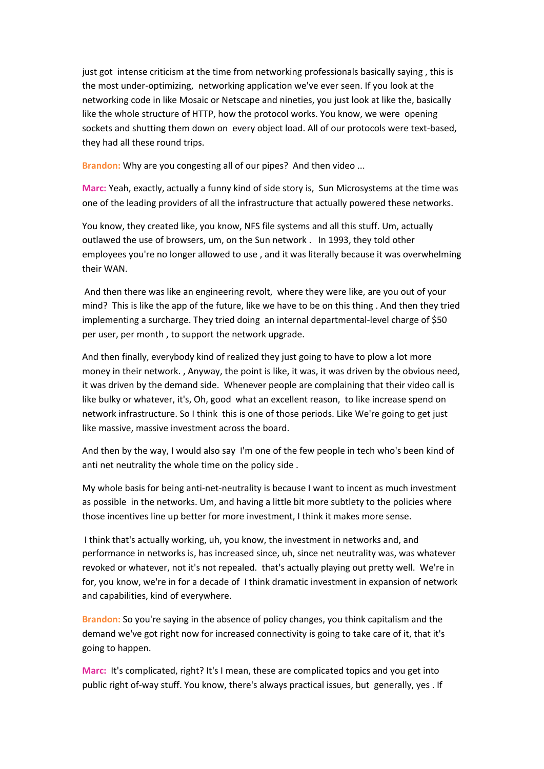just got intense criticism at the time from networking professionals basically saying , this is the most under-optimizing, networking application we've ever seen. If you look at the networking code in like Mosaic or Netscape and nineties, you just look at like the, basically like the whole structure of HTTP, how the protocol works. You know, we were opening sockets and shutting them down on every object load. All of our protocols were text-based, they had all these round trips.

**Brandon:** Why are you congesting all of our pipes? And then video ...

**Marc:** Yeah, exactly, actually a funny kind of side story is, Sun Microsystems at the time was one of the leading providers of all the infrastructure that actually powered these networks.

You know, they created like, you know, NFS file systems and all this stuff. Um, actually outlawed the use of browsers, um, on the Sun network . In 1993, they told other employees you're no longer allowed to use , and it was literally because it was overwhelming their WAN.

And then there was like an engineering revolt, where they were like, are you out of your mind? This is like the app of the future, like we have to be on this thing . And then they tried implementing a surcharge. They tried doing an internal departmental-level charge of $50 per user, per month , to support the network upgrade.

And then finally, everybody kind of realized they just going to have to plow a lot more money in their network. , Anyway, the point is like, it was, it was driven by the obvious need, it was driven by the demand side. Whenever people are complaining that their video call is like bulky or whatever, it's, Oh, good what an excellent reason, to like increase spend on network infrastructure. So I think this is one of those periods. Like We're going to get just like massive, massive investment across the board.

And then by the way, I would also say I'm one of the few people in tech who's been kind of anti net neutrality the whole time on the policy side .

My whole basis for being anti-net-neutrality is because I want to incent as much investment as possible in the networks. Um, and having a little bit more subtlety to the policies where those incentives line up better for more investment, I think it makes more sense.

I think that's actually working, uh, you know, the investment in networks and, and performance in networks is, has increased since, uh, since net neutrality was, was whatever revoked or whatever, not it's not repealed. that's actually playing out pretty well. We're in for, you know, we're in for a decade of I think dramatic investment in expansion of network and capabilities, kind of everywhere.

**Brandon:** So you're saying in the absence of policy changes, you think capitalism and the demand we've got right now for increased connectivity is going to take care of it, that it's going to happen.

**Marc:** It's complicated, right? It's I mean, these are complicated topics and you get into public right of-way stuff. You know, there's always practical issues, but generally, yes . If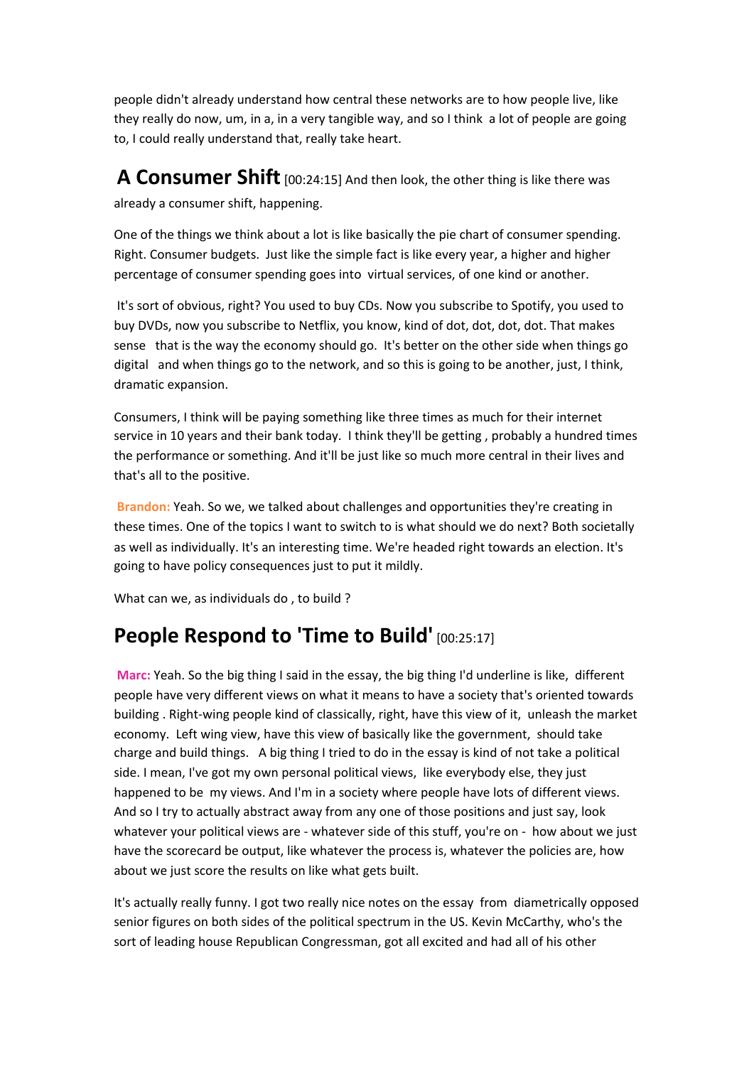people didn't already understand how central these networks are to how people live, like they really do now, um, in a, in a very tangible way, and so I think a lot of people are going to, I could really understand that, really take heart.

## A Consumer Shift

[00:24:15] And then look, the other thing is like there was already a consumer shift, happening.

One of the things we think about a lot is like basically the pie chart of consumer spending. Right. Consumer budgets. Just like the simple fact is like every year, a higher and higher percentage of consumer spending goes into virtual services, of one kind or another.

It's sort of obvious, right? You used to buy CDs. Now you subscribe to Spotify, you used to buy DVDs, now you subscribe to Netflix, you know, kind of dot, dot, dot, dot. That makes sense that is the way the economy should go. It's better on the other side when things go digital and when things go to the network, and so this is going to be another, just, I think, dramatic expansion.

Consumers, I think will be paying something like three times as much for their internet service in 10 years and their bank today. I think they'll be getting , probably a hundred times the performance or something. And it'll be just like so much more central in their lives and that's all to the positive.

**Brandon:** Yeah. So we, we talked about challenges and opportunities they're creating in these times. One of the topics I want to switch to is what should we do next? Both societally as well as individually. It's an interesting time. We're headed right towards an election. It's going to have policy consequences just to put it mildly.

What can we, as individuals do , to build ?

## People Respond to 'Time to Build' [00:25:17]

**Marc:** Yeah. So the big thing I said in the essay, the big thing I'd underline is like, different people have very different views on what it means to have a society that's oriented towards building . Right-wing people kind of classically, right, have this view of it, unleash the market economy. Left wing view, have this view of basically like the government, should take charge and build things. A big thing I tried to do in the essay is kind of not take a political side. I mean, I've got my own personal political views, like everybody else, they just happened to be my views. And I'm in a society where people have lots of different views. And so I try to actually abstract away from any one of those positions and just say, look whatever your political views are - whatever side of this stuff, you're on - how about we just have the scorecard be output, like whatever the process is, whatever the policies are, how about we just score the results on like what gets built.

It's actually really funny. I got two really nice notes on the essay from diametrically opposed senior figures on both sides of the political spectrum in the US. Kevin McCarthy, who's the sort of leading house Republican Congressman, got all excited and had all of his other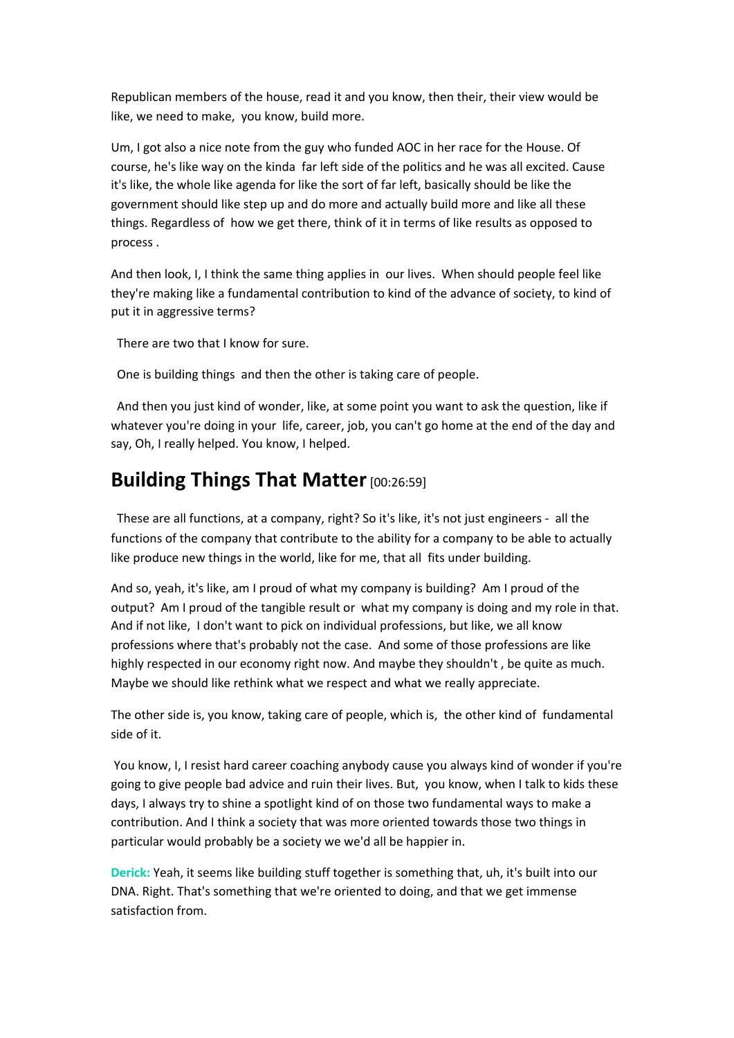Republican members of the house, read it and you know, then their, their view would be like, we need to make, you know, build more.

Um, I got also a nice note from the guy who funded AOC in her race for the House. Of course, he's like way on the kinda far left side of the politics and he was all excited. Cause it's like, the whole like agenda for like the sort of far left, basically should be like the government should like step up and do more and actually build more and like all these things. Regardless of how we get there, think of it in terms of like results as opposed to process .

And then look, I, I think the same thing applies in our lives. When should people feel like they're making like a fundamental contribution to kind of the advance of society, to kind of put it in aggressive terms?

There are two that I know for sure.

One is building things and then the other is taking care of people.

And then you just kind of wonder, like, at some point you want to ask the question, like if whatever you're doing in your life, career, job, you can't go home at the end of the day and say, Oh, I really helped. You know, I helped.

## Building Things That Matter [00:26:59]

These are all functions, at a company, right? So it's like, it's not just engineers - all the functions of the company that contribute to the ability for a company to be able to actually like produce new things in the world, like for me, that all fits under building.

And so, yeah, it's like, am I proud of what my company is building? Am I proud of the output? Am I proud of the tangible result or what my company is doing and my role in that. And if not like, I don't want to pick on individual professions, but like, we all know professions where that's probably not the case. And some of those professions are like highly respected in our economy right now. And maybe they shouldn't , be quite as much. Maybe we should like rethink what we respect and what we really appreciate.

The other side is, you know, taking care of people, which is, the other kind of fundamental side of it.

You know, I, I resist hard career coaching anybody cause you always kind of wonder if you're going to give people bad advice and ruin their lives. But, you know, when I talk to kids these days, I always try to shine a spotlight kind of on those two fundamental ways to make a contribution. And I think a society that was more oriented towards those two things in particular would probably be a society we we'd all be happier in.

**Derick:** Yeah, it seems like building stuff together is something that, uh, it's built into our DNA. Right. That's something that we're oriented to doing, and that we get immense satisfaction from.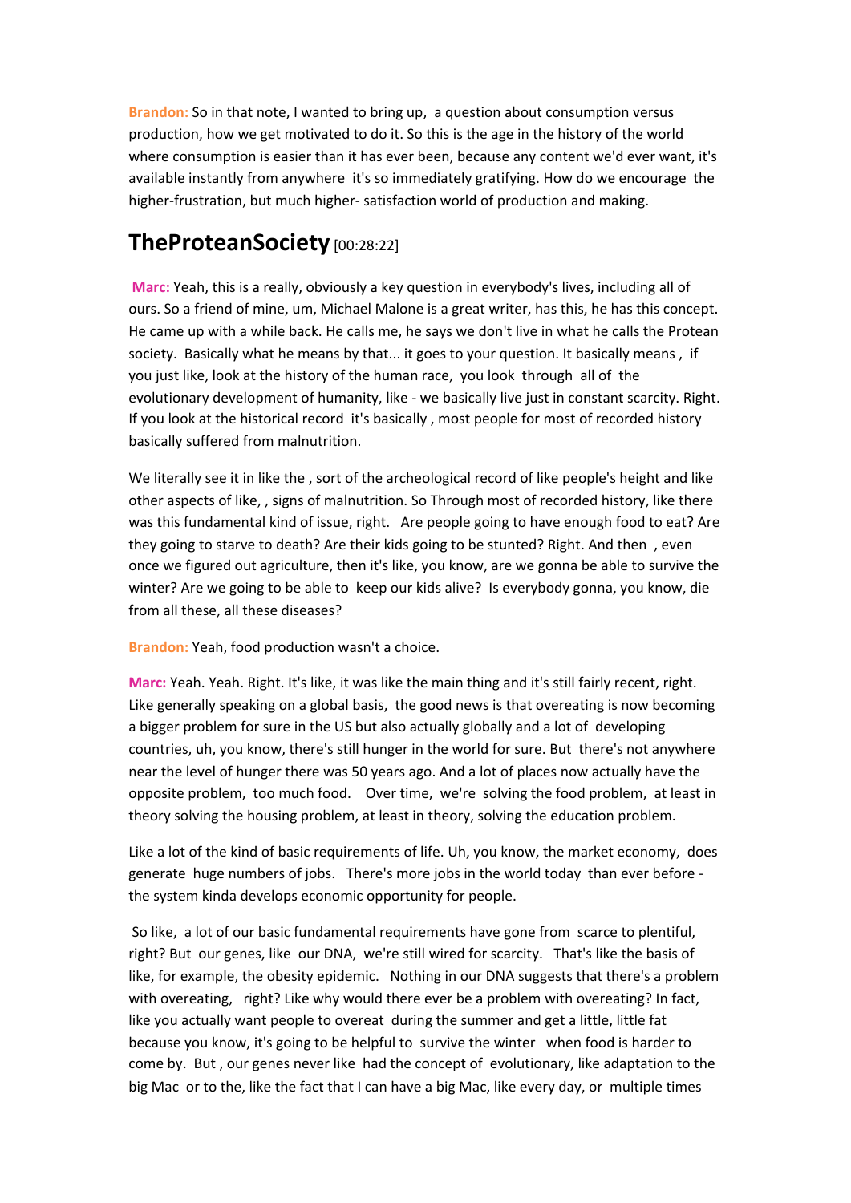**Brandon:** So in that note, I wanted to bring up, a question about consumption versus production, how we get motivated to do it. So this is the age in the history of the world where consumption is easier than it has ever been, because any content we'd ever want, it's available instantly from anywhere it's so immediately gratifying. How do we encourage the higher-frustration, but much higher- satisfaction world of production and making.

## TheProteanSociety [00:28:22]

**Marc:** Yeah, this is a really, obviously a key question in everybody's lives, including all of ours. So a friend of mine, um, Michael Malone is a great writer, has this, he has this concept. He came up with a while back. He calls me, he says we don't live in what he calls the Protean society. Basically what he means by that... it goes to your question. It basically means , if you just like, look at the history of the human race, you look through all of the evolutionary development of humanity, like - we basically live just in constant scarcity. Right. If you look at the historical record it's basically , most people for most of recorded history basically suffered from malnutrition.

We literally see it in like the , sort of the archeological record of like people's height and like other aspects of like, , signs of malnutrition. So Through most of recorded history, like there was this fundamental kind of issue, right. Are people going to have enough food to eat? Are they going to starve to death? Are their kids going to be stunted? Right. And then , even once we figured out agriculture, then it's like, you know, are we gonna be able to survive the winter? Are we going to be able to keep our kids alive? Is everybody gonna, you know, die from all these, all these diseases?

**Brandon:** Yeah, food production wasn't a choice.

**Marc:** Yeah. Yeah. Right. It's like, it was like the main thing and it's still fairly recent, right. Like generally speaking on a global basis, the good news is that overeating is now becoming a bigger problem for sure in the US but also actually globally and a lot of developing countries, uh, you know, there's still hunger in the world for sure. But there's not anywhere near the level of hunger there was 50 years ago. And a lot of places now actually have the opposite problem, too much food. Over time, we're solving the food problem, at least in theory solving the housing problem, at least in theory, solving the education problem.

Like a lot of the kind of basic requirements of life. Uh, you know, the market economy, does generate huge numbers of jobs. There's more jobs in the world today than ever before - the system kinda develops economic opportunity for people.

So like, a lot of our basic fundamental requirements have gone from scarce to plentiful, right? But our genes, like our DNA, we're still wired for scarcity. That's like the basis of like, for example, the obesity epidemic. Nothing in our DNA suggests that there's a problem with overeating, right? Like why would there ever be a problem with overeating? In fact, like you actually want people to overeat during the summer and get a little, little fat because you know, it's going to be helpful to survive the winter when food is harder to come by. But , our genes never like had the concept of evolutionary, like adaptation to the big Mac or to the, like the fact that I can have a big Mac, like every day, or multiple times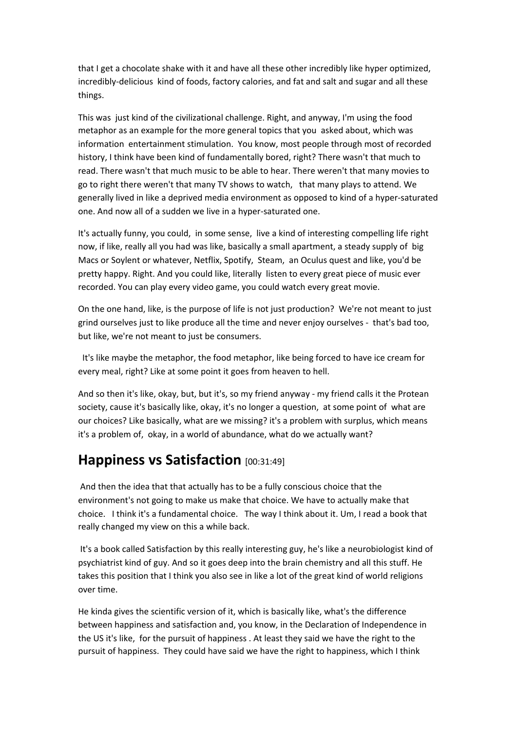that I get a chocolate shake with it and have all these other incredibly like hyper optimized, incredibly-delicious kind of foods, factory calories, and fat and salt and sugar and all these things.

This was just kind of the civilizational challenge. Right, and anyway, I'm using the food metaphor as an example for the more general topics that you asked about, which was information entertainment stimulation. You know, most people through most of recorded history, I think have been kind of fundamentally bored, right? There wasn't that much to read. There wasn't that much music to be able to hear. There weren't that many movies to go to right there weren't that many TV shows to watch, that many plays to attend. We generally lived in like a deprived media environment as opposed to kind of a hyper-saturated one. And now all of a sudden we live in a hyper-saturated one.

It's actually funny, you could, in some sense, live a kind of interesting compelling life right now, if like, really all you had was like, basically a small apartment, a steady supply of big Macs or Soylent or whatever, Netflix, Spotify, Steam, an Oculus quest and like, you'd be pretty happy. Right. And you could like, literally listen to every great piece of music ever recorded. You can play every video game, you could watch every great movie.

On the one hand, like, is the purpose of life is not just production? We're not meant to just grind ourselves just to like produce all the time and never enjoy ourselves - that's bad too, but like, we're not meant to just be consumers.

It's like maybe the metaphor, the food metaphor, like being forced to have ice cream for every meal, right? Like at some point it goes from heaven to hell.

And so then it's like, okay, but, but it's, so my friend anyway - my friend calls it the Protean society, cause it's basically like, okay, it's no longer a question, at some point of what are our choices? Like basically, what are we missing? it's a problem with surplus, which means it's a problem of, okay, in a world of abundance, what do we actually want?

## Happiness vs Satisfaction [00:31:49]

And then the idea that that actually has to be a fully conscious choice that the environment's not going to make us make that choice. We have to actually make that choice. I think it's a fundamental choice. The way I think about it. Um, I read a book that really changed my view on this a while back.

It's a book called Satisfaction by this really interesting guy, he's like a neurobiologist kind of psychiatrist kind of guy. And so it goes deep into the brain chemistry and all this stuff. He takes this position that I think you also see in like a lot of the great kind of world religions over time.

He kinda gives the scientific version of it, which is basically like, what's the difference between happiness and satisfaction and, you know, in the Declaration of Independence in the US it's like, for the pursuit of happiness . At least they said we have the right to the pursuit of happiness. They could have said we have the right to happiness, which I think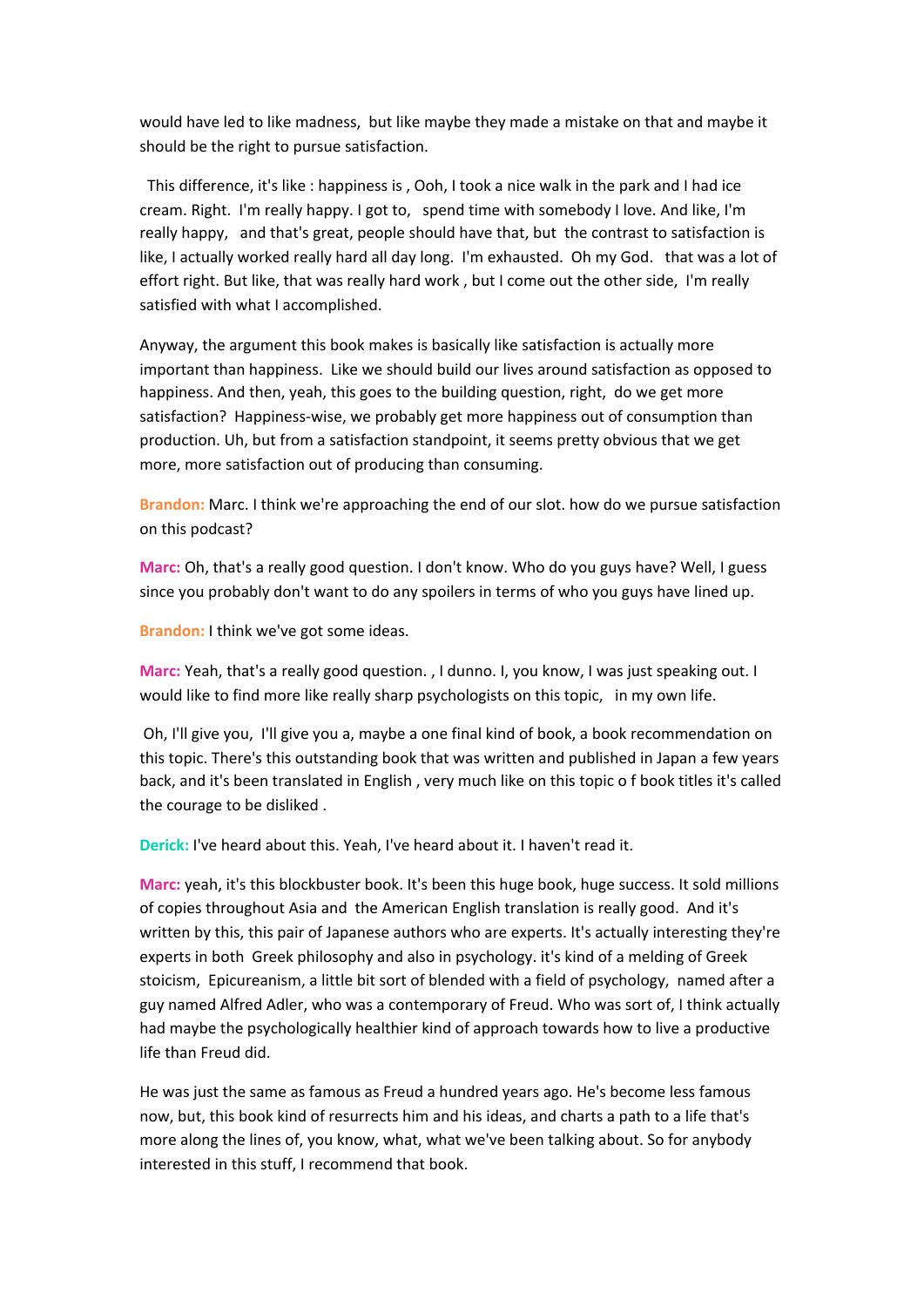would have led to like madness, but like maybe they made a mistake on that and maybe it should be the right to pursue satisfaction.

This difference, it's like : happiness is , Ooh, I took a nice walk in the park and I had ice cream. Right. I'm really happy. I got to, spend time with somebody I love. And like, I'm really happy, and that's great, people should have that, but the contrast to satisfaction is like, I actually worked really hard all day long. I'm exhausted. Oh my God. that was a lot of effort right. But like, that was really hard work , but I come out the other side, I'm really satisfied with what I accomplished.

Anyway, the argument this book makes is basically like satisfaction is actually more important than happiness. Like we should build our lives around satisfaction as opposed to happiness. And then, yeah, this goes to the building question, right, do we get more satisfaction? Happiness-wise, we probably get more happiness out of consumption than production. Uh, but from a satisfaction standpoint, it seems pretty obvious that we get more, more satisfaction out of producing than consuming.

**Brandon:** Marc. I think we're approaching the end of our slot. how do we pursue satisfaction on this podcast?

**Marc:** Oh, that's a really good question. I don't know. Who do you guys have? Well, I guess since you probably don't want to do any spoilers in terms of who you guys have lined up.

**Brandon:** I think we've got some ideas.

**Marc:** Yeah, that's a really good question. , I dunno. I, you know, I was just speaking out. I would like to find more like really sharp psychologists on this topic, in my own life.

Oh, I'll give you, I'll give you a, maybe a one final kind of book, a book recommendation on this topic. There's this outstanding book that was written and published in Japan a few years back, and it's been translated in English , very much like on this topic o f book titles it's called the courage to be disliked .

**Derick:** I've heard about this. Yeah, I've heard about it. I haven't read it.

**Marc:** yeah, it's this blockbuster book. It's been this huge book, huge success. It sold millions of copies throughout Asia and the American English translation is really good. And it's written by this, this pair of Japanese authors who are experts. It's actually interesting they're experts in both Greek philosophy and also in psychology. it's kind of a melding of Greek stoicism, Epicureanism, a little bit sort of blended with a field of psychology, named after a guy named Alfred Adler, who was a contemporary of Freud. Who was sort of, I think actually had maybe the psychologically healthier kind of approach towards how to live a productive life than Freud did.

He was just the same as famous as Freud a hundred years ago. He's become less famous now, but, this book kind of resurrects him and his ideas, and charts a path to a life that's more along the lines of, you know, what, what we've been talking about. So for anybody interested in this stuff, I recommend that book.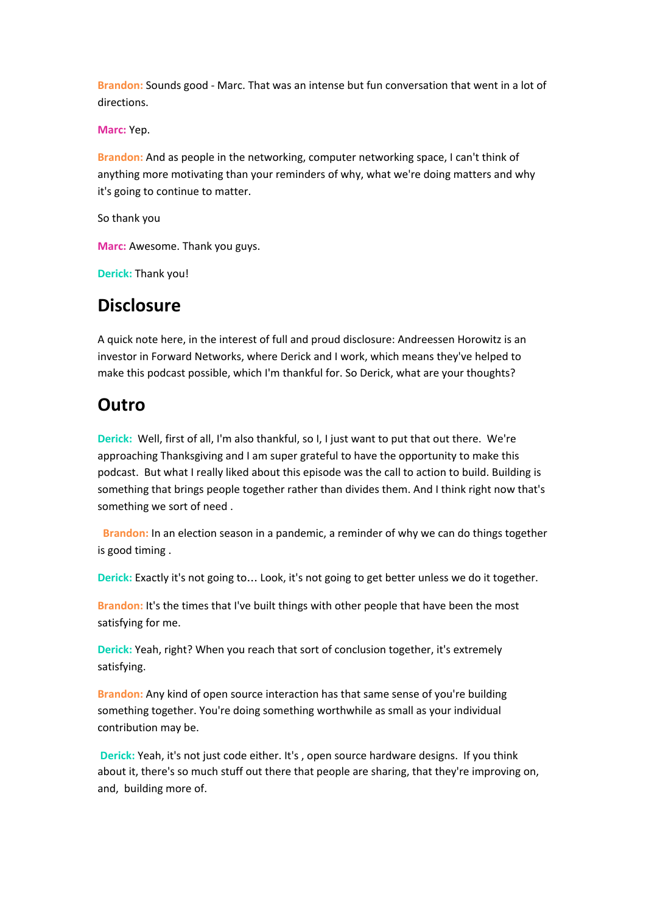**Brandon:** Sounds good - Marc. That was an intense but fun conversation that went in a lot of directions.

**Marc:** Yep.

**Brandon:** And as people in the networking, computer networking space, I can't think of anything more motivating than your reminders of why, what we're doing matters and why it's going to continue to matter.

So thank you

**Marc:** Awesome. Thank you guys.

**Derick:** Thank you!

## Disclosure

A quick note here, in the interest of full and proud disclosure: Andreessen Horowitz is an investor in Forward Networks, where Derick and I work, which means they've helped to make this podcast possible, which I'm thankful for. So Derick, what are your thoughts?

## Outro

**Derick:** Well, first of all, I'm also thankful, so I, I just want to put that out there. We're approaching Thanksgiving and I am super grateful to have the opportunity to make this podcast. But what I really liked about this episode was the call to action to build. Building is something that brings people together rather than divides them. And I think right now that's something we sort of need .

**Brandon:** In an election season in a pandemic, a reminder of why we can do things together is good timing .

**Derick:** Exactly it's not going to… Look, it's not going to get better unless we do it together.

**Brandon:** It's the times that I've built things with other people that have been the most satisfying for me.

**Derick:** Yeah, right? When you reach that sort of conclusion together, it's extremely satisfying.

**Brandon:** Any kind of open source interaction has that same sense of you're building something together. You're doing something worthwhile as small as your individual contribution may be.

**Derick:** Yeah, it's not just code either. It's , open source hardware designs. If you think about it, there's so much stuff out there that people are sharing, that they're improving on, and, building more of.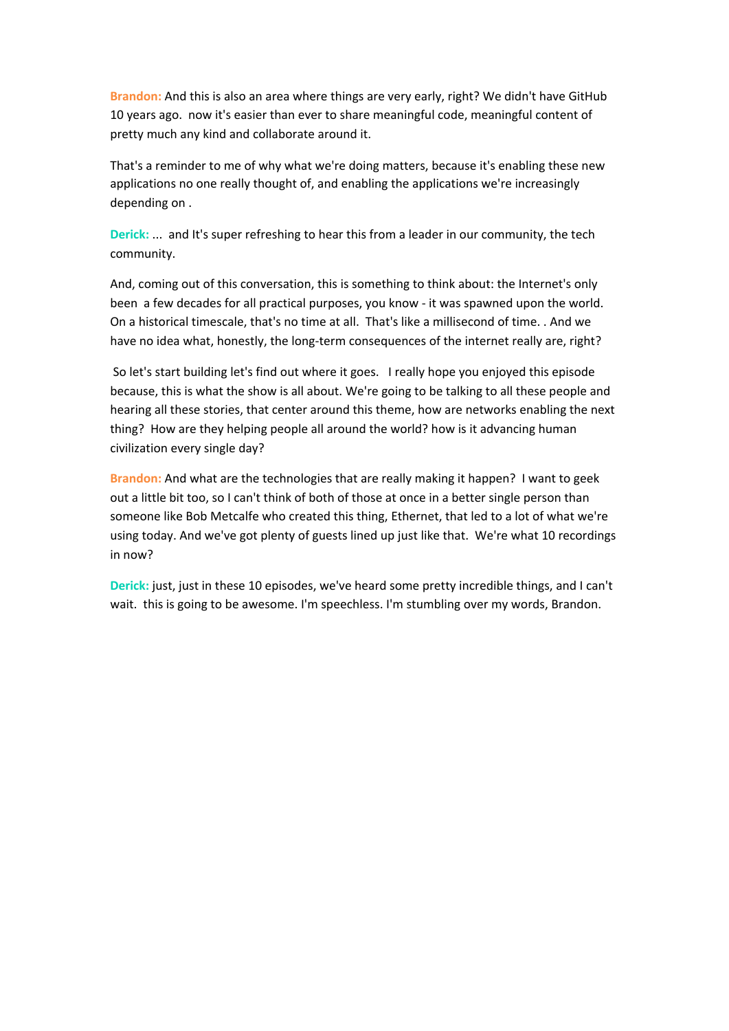**Brandon:** And this is also an area where things are very early, right? We didn't have GitHub 10 years ago.  now it's easier than ever to share meaningful code, meaningful content of pretty much any kind and collaborate around it.

That's a reminder to me of why what we're doing matters, because it's enabling these new applications no one really thought of, and enabling the applications we're increasingly depending on .

**Derick:** ...  and It's super refreshing to hear this from a leader in our community, the tech community.

And, coming out of this conversation, this is something to think about: the Internet's only been  a few decades for all practical purposes, you know - it was spawned upon the world. On a historical timescale, that's no time at all.  That's like a millisecond of time. . And we have no idea what, honestly, the long-term consequences of the internet really are, right?

So let's start building let's find out where it goes.   I really hope you enjoyed this episode because, this is what the show is all about. We're going to be talking to all these people and hearing all these stories, that center around this theme, how are networks enabling the next thing?  How are they helping people all around the world? how is it advancing human civilization every single day?

**Brandon:** And what are the technologies that are really making it happen?  I want to geek out a little bit too, so I can't think of both of those at once in a better single person than someone like Bob Metcalfe who created this thing, Ethernet, that led to a lot of what we're using today. And we've got plenty of guests lined up just like that.  We're what 10 recordings in now?

**Derick:** just, just in these 10 episodes, we've heard some pretty incredible things, and I can't wait.  this is going to be awesome. I'm speechless. I'm stumbling over my words, Brandon.